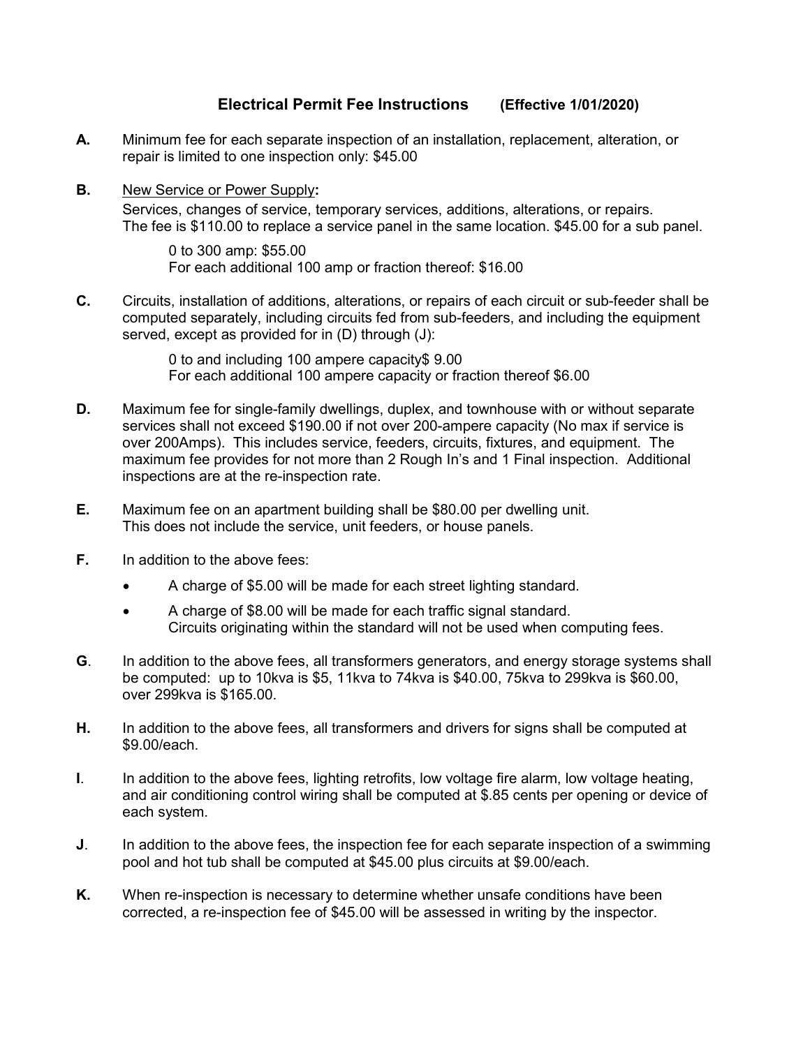# Electrical Permit Fee Instructions (Effective 1/01/2020)

**A.** Minimum fee for each separate inspection of an installation, replacement, alteration, or repair is limited to one inspection only: $45.00

**B.** New Service or Power Supply**:**

Services, changes of service, temporary services, additions, alterations, or repairs. The fee is $110.00 to replace a service panel in the same location. $45.00 for a sub panel.

> 0 to 300 amp: $55.00
> For each additional 100 amp or fraction thereof: $16.00

**C.** Circuits, installation of additions, alterations, or repairs of each circuit or sub-feeder shall be computed separately, including circuits fed from sub-feeders, and including the equipment served, except as provided for in (D) through (J):

> 0 to and including 100 ampere capacity$ 9.00
> For each additional 100 ampere capacity or fraction thereof $6.00

**D.** Maximum fee for single-family dwellings, duplex, and townhouse with or without separate services shall not exceed $190.00 if not over 200-ampere capacity (No max if service is over 200Amps). This includes service, feeders, circuits, fixtures, and equipment. The maximum fee provides for not more than 2 Rough In's and 1 Final inspection. Additional inspections are at the re-inspection rate.

**E.** Maximum fee on an apartment building shall be $80.00 per dwelling unit. This does not include the service, unit feeders, or house panels.

**F.** In addition to the above fees:

- A charge of $5.00 will be made for each street lighting standard.
- A charge of $8.00 will be made for each traffic signal standard. Circuits originating within the standard will not be used when computing fees.

**G**. In addition to the above fees, all transformers generators, and energy storage systems shall be computed: up to 10kva is $5, 11kva to 74kva is $40.00, 75kva to 299kva is $60.00, over 299kva is $165.00.

**H.** In addition to the above fees, all transformers and drivers for signs shall be computed at $9.00/each.

**I**. In addition to the above fees, lighting retrofits, low voltage fire alarm, low voltage heating, and air conditioning control wiring shall be computed at $.85 cents per opening or device of each system.

**J**. In addition to the above fees, the inspection fee for each separate inspection of a swimming pool and hot tub shall be computed at $45.00 plus circuits at $9.00/each.

**K.** When re-inspection is necessary to determine whether unsafe conditions have been corrected, a re-inspection fee of $45.00 will be assessed in writing by the inspector.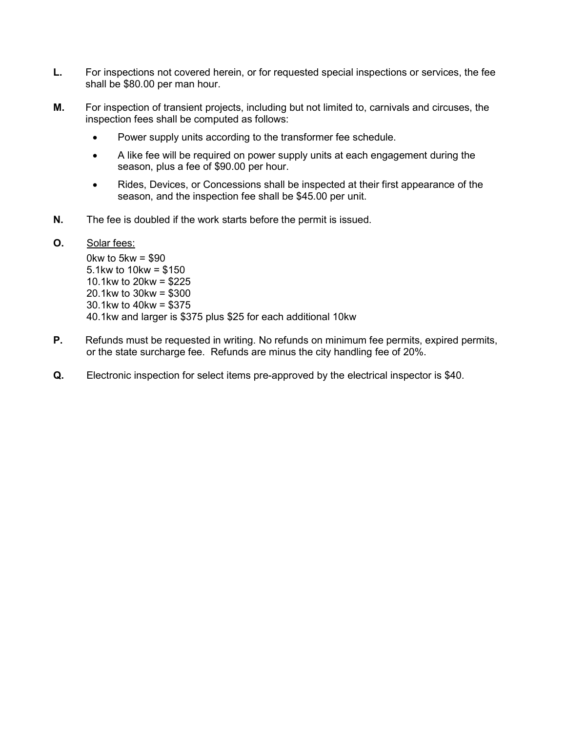**L.** For inspections not covered herein, or for requested special inspections or services, the fee shall be $80.00 per man hour.

**M.** For inspection of transient projects, including but not limited to, carnivals and circuses, the inspection fees shall be computed as follows:

- Power supply units according to the transformer fee schedule.
- A like fee will be required on power supply units at each engagement during the season, plus a fee of $90.00 per hour.
- Rides, Devices, or Concessions shall be inspected at their first appearance of the season, and the inspection fee shall be $45.00 per unit.

**N.** The fee is doubled if the work starts before the permit is issued.

**O.** Solar fees:

0kw to 5kw = $90
5.1kw to 10kw = $150
10.1kw to 20kw = $225
20.1kw to 30kw = $300
30.1kw to 40kw = $375
40.1kw and larger is $375 plus $25 for each additional 10kw

**P.** Refunds must be requested in writing. No refunds on minimum fee permits, expired permits, or the state surcharge fee. Refunds are minus the city handling fee of 20%.

**Q.** Electronic inspection for select items pre-approved by the electrical inspector is $40.